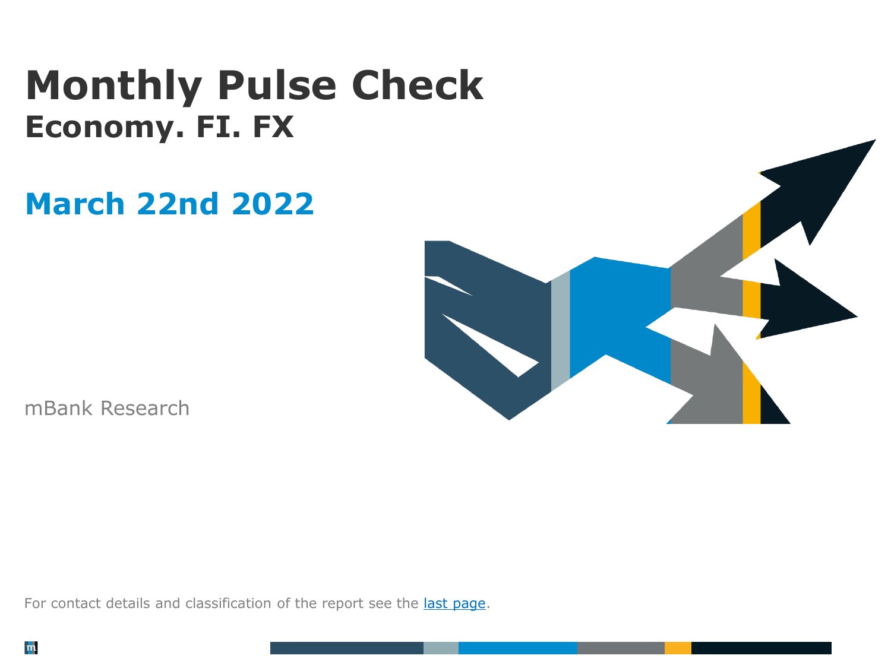# Monthly Pulse Check

## Economy. FI. FX

## March 22nd 2022

mBank Research

For contact details and classification of the report see the [last page].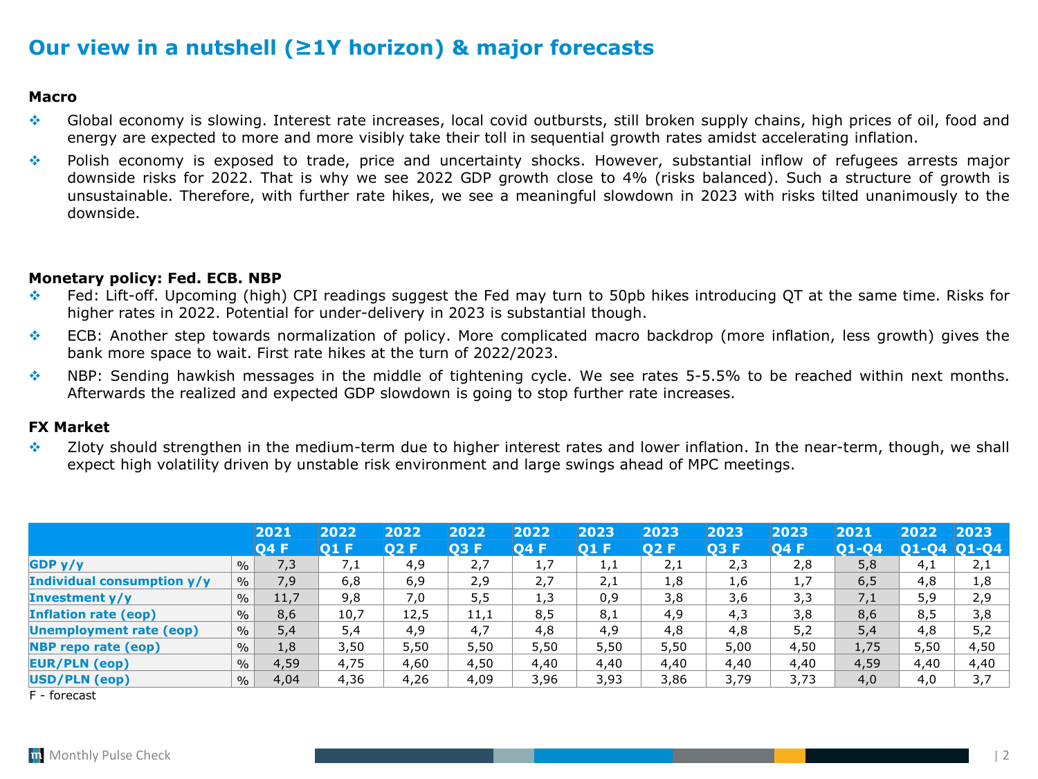# Our view in a nutshell (≥1Y horizon) & major forecasts

**Macro**

- Global economy is slowing. Interest rate increases, local covid outbursts, still broken supply chains, high prices of oil, food and energy are expected to more and more visibly take their toll in sequential growth rates amidst accelerating inflation.
- Polish economy is exposed to trade, price and uncertainty shocks. However, substantial inflow of refugees arrests major downside risks for 2022. That is why we see 2022 GDP growth close to 4% (risks balanced). Such a structure of growth is unsustainable. Therefore, with further rate hikes, we see a meaningful slowdown in 2023 with risks tilted unanimously to the downside.

**Monetary policy: Fed. ECB. NBP**

- Fed: Lift-off. Upcoming (high) CPI readings suggest the Fed may turn to 50pb hikes introducing QT at the same time. Risks for higher rates in 2022. Potential for under-delivery in 2023 is substantial though.
- ECB: Another step towards normalization of policy. More complicated macro backdrop (more inflation, less growth) gives the bank more space to wait. First rate hikes at the turn of 2022/2023.
- NBP: Sending hawkish messages in the middle of tightening cycle. We see rates 5-5.5% to be reached within next months. Afterwards the realized and expected GDP slowdown is going to stop further rate increases.

**FX Market**

- Zloty should strengthen in the medium-term due to higher interest rates and lower inflation. In the near-term, though, we shall expect high volatility driven by unstable risk environment and large swings ahead of MPC meetings.

| | | 2021 Q4 F | 2022 Q1 F | 2022 Q2 F | 2022 Q3 F | 2022 Q4 F | 2023 Q1 F | 2023 Q2 F | 2023 Q3 F | 2023 Q4 F | 2021 Q1-Q4 | 2022 Q1-Q4 | 2023 Q1-Q4 |
|---|---|---|---|---|---|---|---|---|---|---|---|---|---|
| **GDP y/y** | % | 7,3 | 7,1 | 4,9 | 2,7 | 1,7 | 1,1 | 2,1 | 2,3 | 2,8 | 5,8 | 4,1 | 2,1 |
| **Individual consumption y/y** | % | 7,9 | 6,8 | 6,9 | 2,9 | 2,7 | 2,1 | 1,8 | 1,6 | 1,7 | 6,5 | 4,8 | 1,8 |
| **Investment y/y** | % | 11,7 | 9,8 | 7,0 | 5,5 | 1,3 | 0,9 | 3,8 | 3,6 | 3,3 | 7,1 | 5,9 | 2,9 |
| **Inflation rate (eop)** | % | 8,6 | 10,7 | 12,5 | 11,1 | 8,5 | 8,1 | 4,9 | 4,3 | 3,8 | 8,6 | 8,5 | 3,8 |
| **Unemployment rate (eop)** | % | 5,4 | 5,4 | 4,9 | 4,7 | 4,8 | 4,9 | 4,8 | 4,8 | 5,2 | 5,4 | 4,8 | 5,2 |
| **NBP repo rate (eop)** | % | 1,8 | 3,50 | 5,50 | 5,50 | 5,50 | 5,50 | 5,50 | 5,00 | 4,50 | 1,75 | 5,50 | 4,50 |
| **EUR/PLN (eop)** | % | 4,59 | 4,75 | 4,60 | 4,50 | 4,40 | 4,40 | 4,40 | 4,40 | 4,40 | 4,59 | 4,40 | 4,40 |
| **USD/PLN (eop)** | % | 4,04 | 4,36 | 4,26 | 4,09 | 3,96 | 3,93 | 3,86 | 3,79 | 3,73 | 4,0 | 4,0 | 3,7 |

F - forecast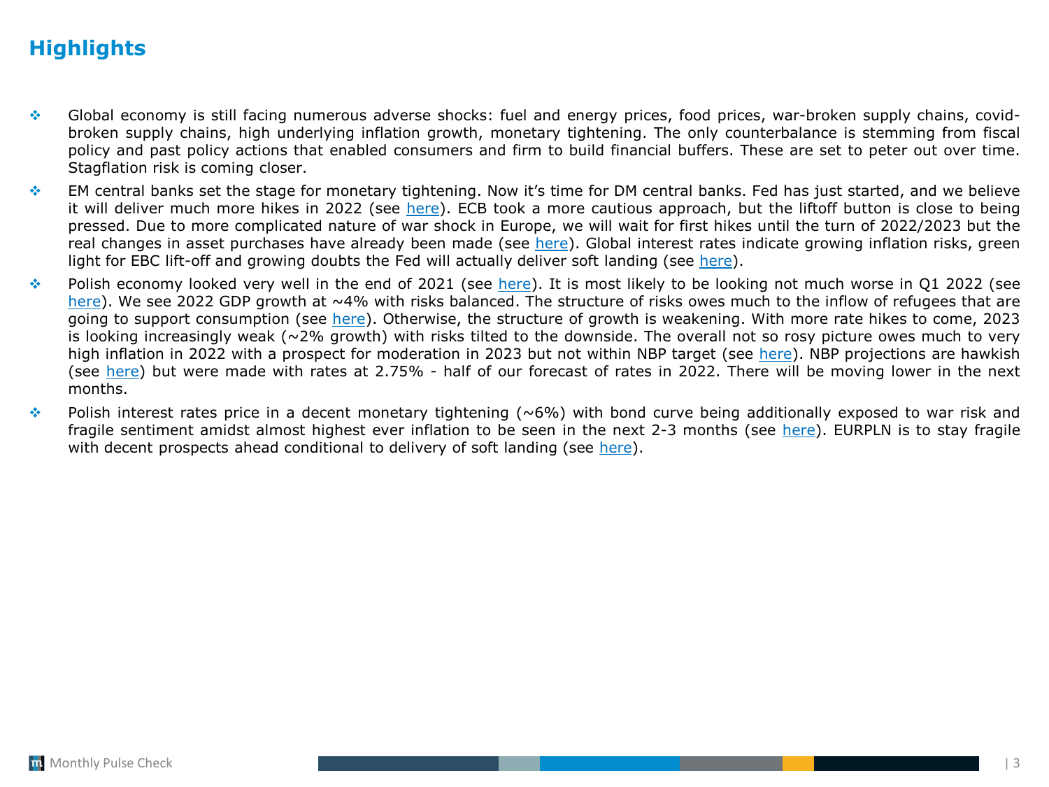# Highlights

- Global economy is still facing numerous adverse shocks: fuel and energy prices, food prices, war-broken supply chains, covid-broken supply chains, high underlying inflation growth, monetary tightening. The only counterbalance is stemming from fiscal policy and past policy actions that enabled consumers and firm to build financial buffers. These are set to peter out over time. Stagflation risk is coming closer.
- EM central banks set the stage for monetary tightening. Now it's time for DM central banks. Fed has just started, and we believe it will deliver much more hikes in 2022 (see here). ECB took a more cautious approach, but the liftoff button is close to being pressed. Due to more complicated nature of war shock in Europe, we will wait for first hikes until the turn of 2022/2023 but the real changes in asset purchases have already been made (see here). Global interest rates indicate growing inflation risks, green light for EBC lift-off and growing doubts the Fed will actually deliver soft landing (see here).
- Polish economy looked very well in the end of 2021 (see here). It is most likely to be looking not much worse in Q1 2022 (see here). We see 2022 GDP growth at ~4% with risks balanced. The structure of risks owes much to the inflow of refugees that are going to support consumption (see here). Otherwise, the structure of growth is weakening. With more rate hikes to come, 2023 is looking increasingly weak (~2% growth) with risks tilted to the downside. The overall not so rosy picture owes much to very high inflation in 2022 with a prospect for moderation in 2023 but not within NBP target (see here). NBP projections are hawkish (see here) but were made with rates at 2.75% - half of our forecast of rates in 2022. There will be moving lower in the next months.
- Polish interest rates price in a decent monetary tightening (~6%) with bond curve being additionally exposed to war risk and fragile sentiment amidst almost highest ever inflation to be seen in the next 2-3 months (see here). EURPLN is to stay fragile with decent prospects ahead conditional to delivery of soft landing (see here).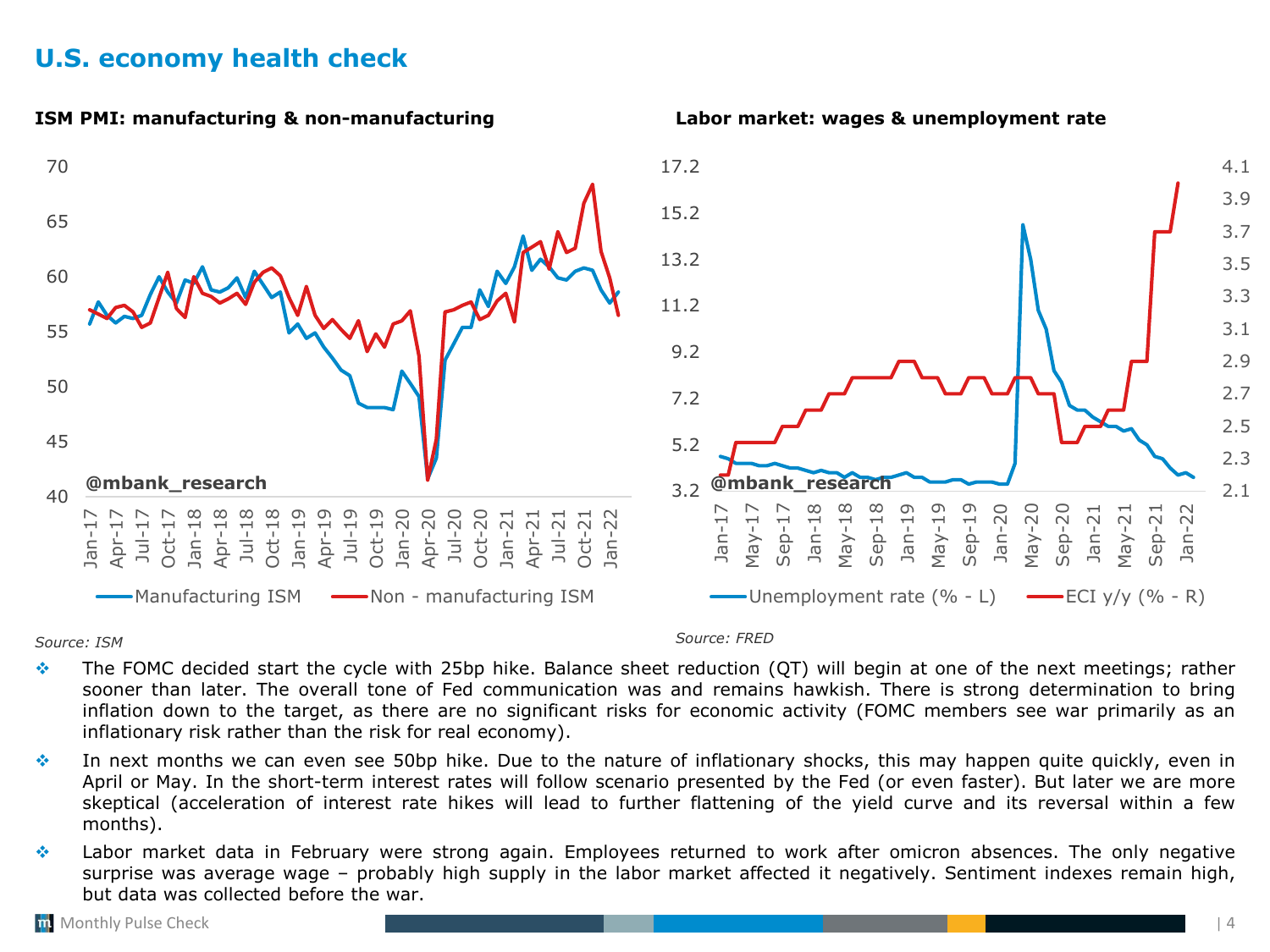# U.S. economy health check

**ISM PMI: manufacturing & non-manufacturing**

*Source: ISM*

**Labor market: wages & unemployment rate**

*Source: FRED*

- The FOMC decided start the cycle with 25bp hike. Balance sheet reduction (QT) will begin at one of the next meetings; rather sooner than later. The overall tone of Fed communication was and remains hawkish. There is strong determination to bring inflation down to the target, as there are no significant risks for economic activity (FOMC members see war primarily as an inflationary risk rather than the risk for real economy).
- In next months we can even see 50bp hike. Due to the nature of inflationary shocks, this may happen quite quickly, even in April or May. In the short-term interest rates will follow scenario presented by the Fed (or even faster). But later we are more skeptical (acceleration of interest rate hikes will lead to further flattening of the yield curve and its reversal within a few months).
- Labor market data in February were strong again. Employees returned to work after omicron absences. The only negative surprise was average wage – probably high supply in the labor market affected it negatively. Sentiment indexes remain high, but data was collected before the war.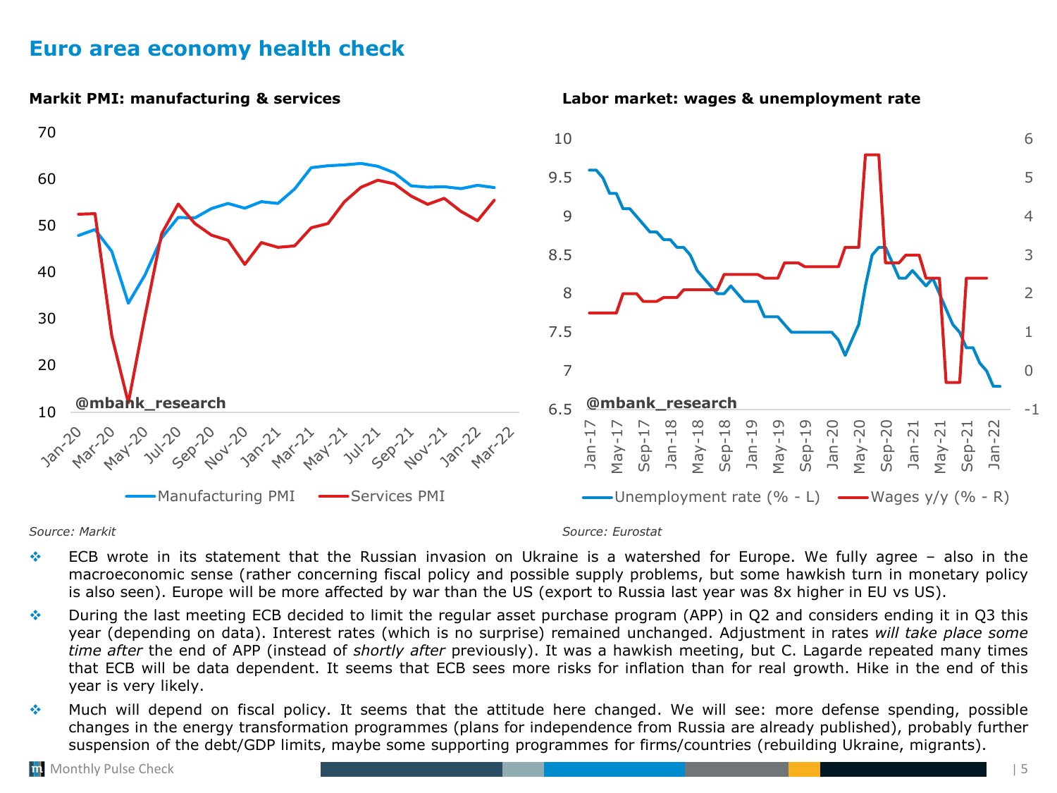# Euro area economy health check

**Markit PMI: manufacturing & services**

Source: Markit

**Labor market: wages & unemployment rate**

Source: Eurostat

- ECB wrote in its statement that the Russian invasion on Ukraine is a watershed for Europe. We fully agree – also in the macroeconomic sense (rather concerning fiscal policy and possible supply problems, but some hawkish turn in monetary policy is also seen). Europe will be more affected by war than the US (export to Russia last year was 8x higher in EU vs US).
- During the last meeting ECB decided to limit the regular asset purchase program (APP) in Q2 and considers ending it in Q3 this year (depending on data). Interest rates (which is no surprise) remained unchanged. Adjustment in rates *will take place some time after* the end of APP (instead of *shortly after* previously). It was a hawkish meeting, but C. Lagarde repeated many times that ECB will be data dependent. It seems that ECB sees more risks for inflation than for real growth. Hike in the end of this year is very likely.
- Much will depend on fiscal policy. It seems that the attitude here changed. We will see: more defense spending, possible changes in the energy transformation programmes (plans for independence from Russia are already published), probably further suspension of the debt/GDP limits, maybe some supporting programmes for firms/countries (rebuilding Ukraine, migrants).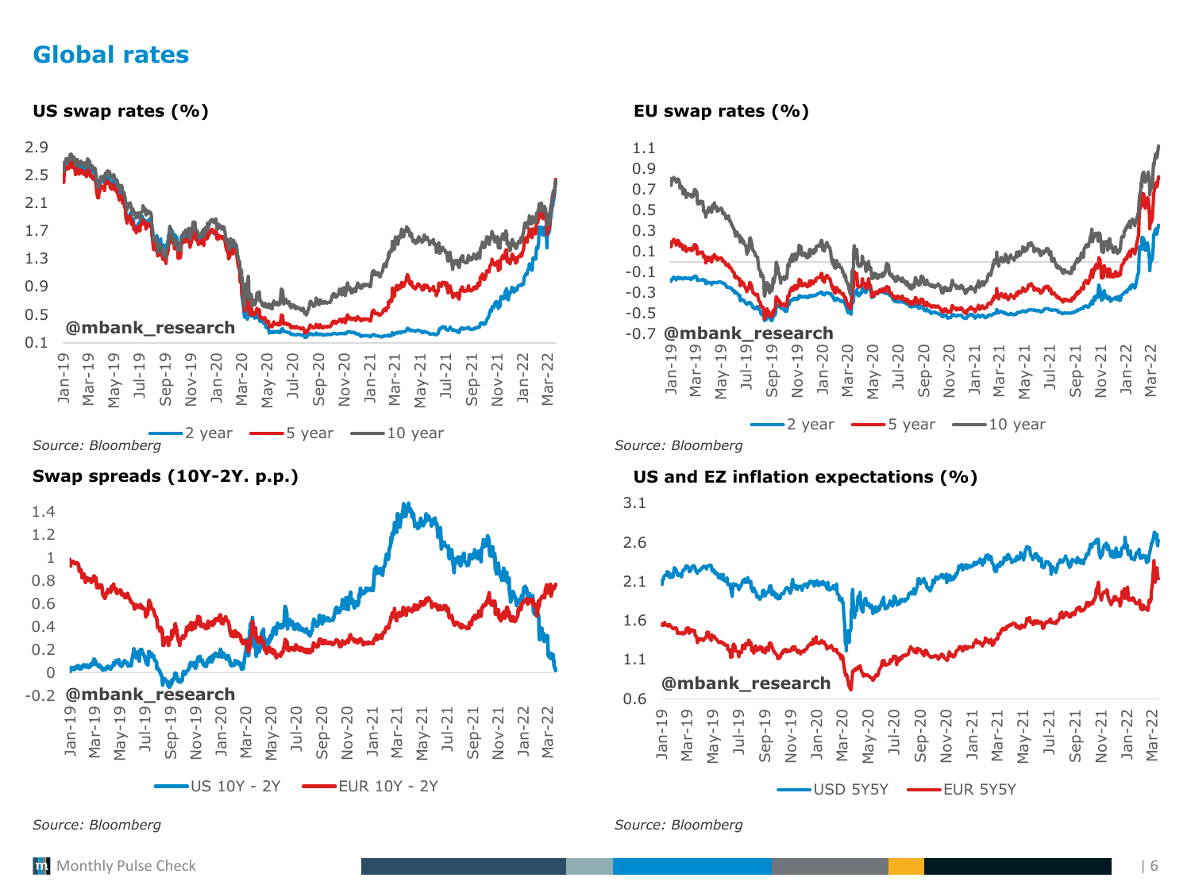# Global rates

**US swap rates (%)**

Source: Bloomberg

**EU swap rates (%)**

Source: Bloomberg

**Swap spreads (10Y-2Y. p.p.)**

Source: Bloomberg

**US and EZ inflation expectations (%)**

Source: Bloomberg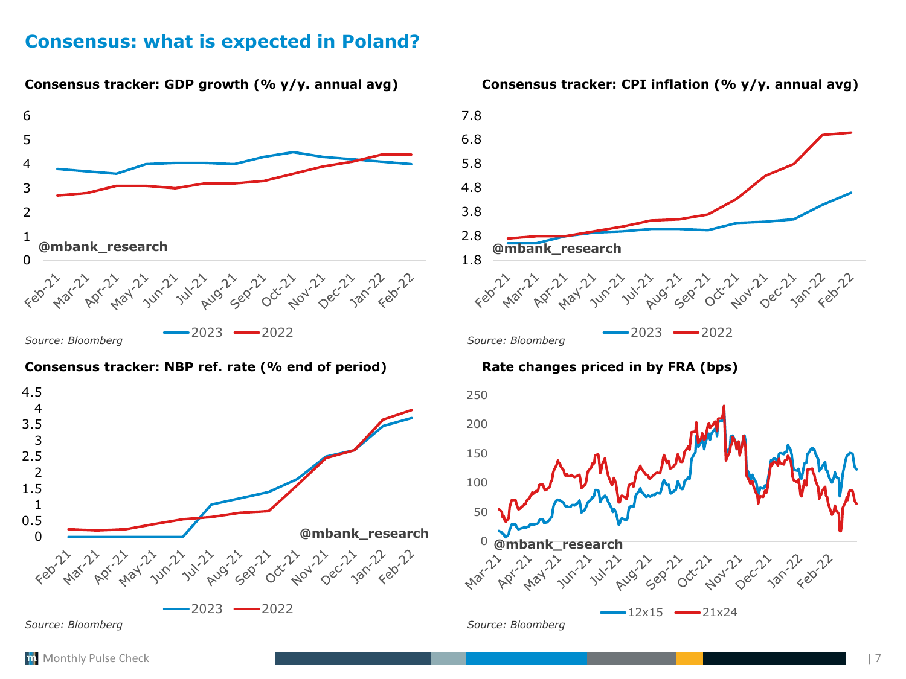# Consensus: what is expected in Poland?

**Consensus tracker: GDP growth (% y/y. annual avg)**

Source: Bloomberg

**Consensus tracker: CPI inflation (% y/y. annual avg)**

Source: Bloomberg

**Consensus tracker: NBP ref. rate (% end of period)**

Source: Bloomberg

**Rate changes priced in by FRA (bps)**

Source: Bloomberg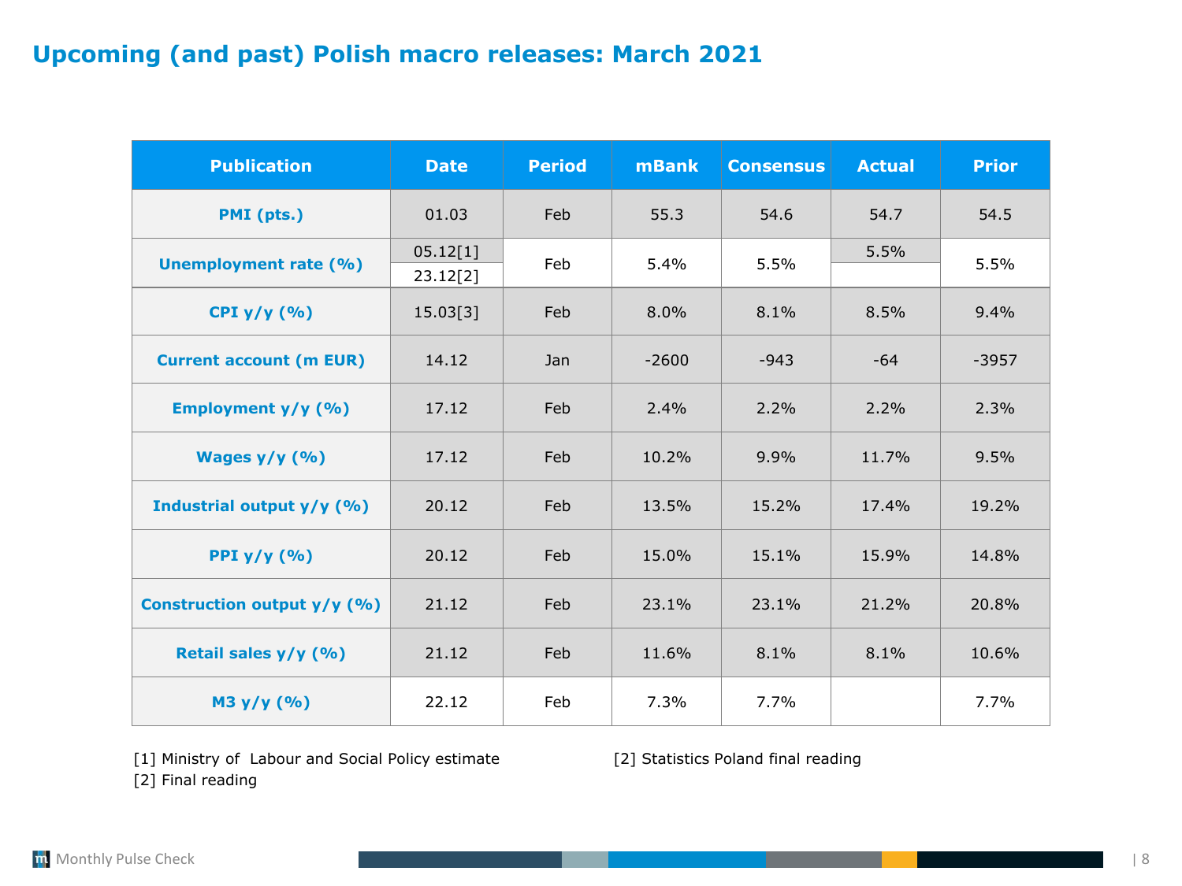# Upcoming (and past) Polish macro releases: March 2021

| Publication | Date | Period | mBank | Consensus | Actual | Prior |
|---|---|---|---|---|---|---|
| PMI (pts.) | 01.03 | Feb | 55.3 | 54.6 | 54.7 | 54.5 |
| Unemployment rate (%) | 05.12[1] | Feb | 5.4% | 5.5% | 5.5% | 5.5% |
| | 23.12[2] | | | | | |
| CPI y/y (%) | 15.03[3] | Feb | 8.0% | 8.1% | 8.5% | 9.4% |
| Current account (m EUR) | 14.12 | Jan | -2600 | -943 | -64 | -3957 |
| Employment y/y (%) | 17.12 | Feb | 2.4% | 2.2% | 2.2% | 2.3% |
| Wages y/y (%) | 17.12 | Feb | 10.2% | 9.9% | 11.7% | 9.5% |
| Industrial output y/y (%) | 20.12 | Feb | 13.5% | 15.2% | 17.4% | 19.2% |
| PPI y/y (%) | 20.12 | Feb | 15.0% | 15.1% | 15.9% | 14.8% |
| Construction output y/y (%) | 21.12 | Feb | 23.1% | 23.1% | 21.2% | 20.8% |
| Retail sales y/y (%) | 21.12 | Feb | 11.6% | 8.1% | 8.1% | 10.6% |
| M3 y/y (%) | 22.12 | Feb | 7.3% | 7.7% | | 7.7% |

[1] Ministry of Labour and Social Policy estimate

[2] Statistics Poland final reading

[2] Final reading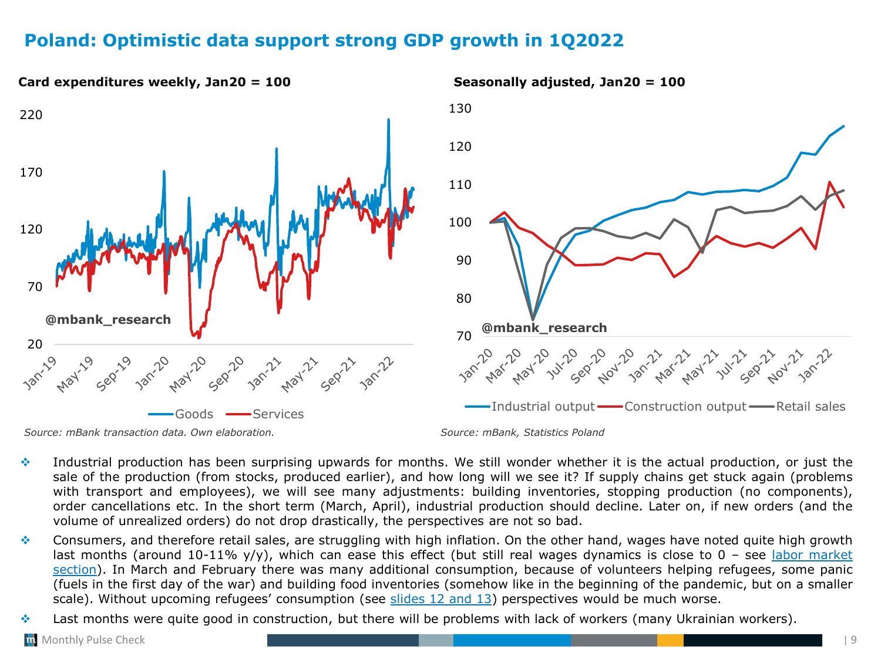# Poland: Optimistic data support strong GDP growth in 1Q2022

**Card expenditures weekly, Jan20 = 100**

Source: mBank transaction data. Own elaboration.

**Seasonally adjusted, Jan20 = 100**

Source: mBank, Statistics Poland

- Industrial production has been surprising upwards for months. We still wonder whether it is the actual production, or just the sale of the production (from stocks, produced earlier), and how long will we see it? If supply chains get stuck again (problems with transport and employees), we will see many adjustments: building inventories, stopping production (no components), order cancellations etc. In the short term (March, April), industrial production should decline. Later on, if new orders (and the volume of unrealized orders) do not drop drastically, the perspectives are not so bad.
- Consumers, and therefore retail sales, are struggling with high inflation. On the other hand, wages have noted quite high growth last months (around 10-11% y/y), which can ease this effect (but still real wages dynamics is close to 0 – see labor market section). In March and February there was many additional consumption, because of volunteers helping refugees, some panic (fuels in the first day of the war) and building food inventories (somehow like in the beginning of the pandemic, but on a smaller scale). Without upcoming refugees' consumption (see slides 12 and 13) perspectives would be much worse.
- Last months were quite good in construction, but there will be problems with lack of workers (many Ukrainian workers).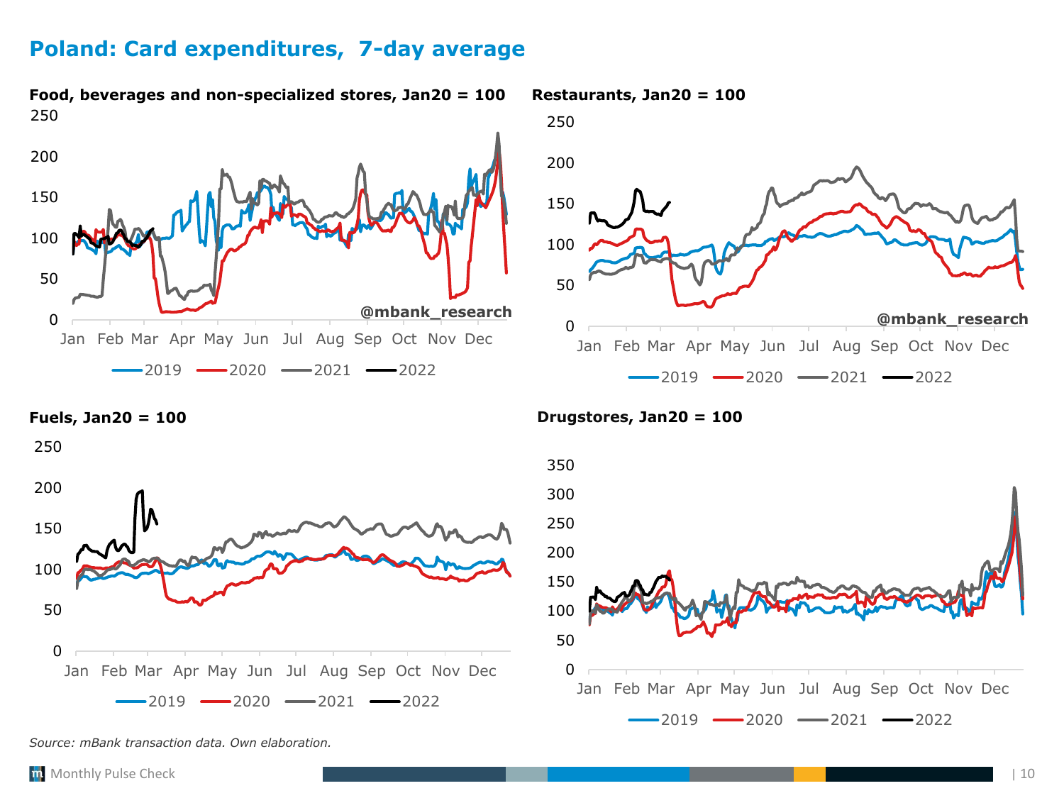# Poland: Card expenditures, 7-day average

**Food, beverages and non-specialized stores, Jan20 = 100**

**Restaurants, Jan20 = 100**

**Fuels, Jan20 = 100**

**Drugstores, Jan20 = 100**

*Source: mBank transaction data. Own elaboration.*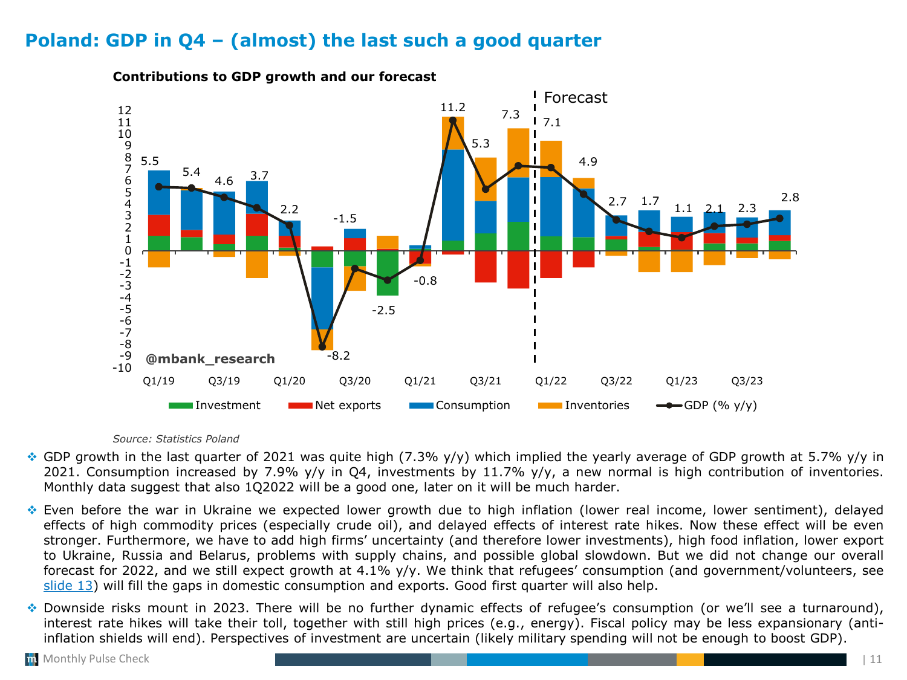# Poland: GDP in Q4 – (almost) the last such a good quarter

**Contributions to GDP growth and our forecast**

Source: Statistics Poland

- GDP growth in the last quarter of 2021 was quite high (7.3% y/y) which implied the yearly average of GDP growth at 5.7% y/y in 2021. Consumption increased by 7.9% y/y in Q4, investments by 11.7% y/y, a new normal is high contribution of inventories. Monthly data suggest that also 1Q2022 will be a good one, later on it will be much harder.
- Even before the war in Ukraine we expected lower growth due to high inflation (lower real income, lower sentiment), delayed effects of high commodity prices (especially crude oil), and delayed effects of interest rate hikes. Now these effect will be even stronger. Furthermore, we have to add high firms' uncertainty (and therefore lower investments), high food inflation, lower export to Ukraine, Russia and Belarus, problems with supply chains, and possible global slowdown. But we did not change our overall forecast for 2022, and we still expect growth at 4.1% y/y. We think that refugees' consumption (and government/volunteers, see slide 13) will fill the gaps in domestic consumption and exports. Good first quarter will also help.
- Downside risks mount in 2023. There will be no further dynamic effects of refugee's consumption (or we'll see a turnaround), interest rate hikes will take their toll, together with still high prices (e.g., energy). Fiscal policy may be less expansionary (anti-inflation shields will end). Perspectives of investment are uncertain (likely military spending will not be enough to boost GDP).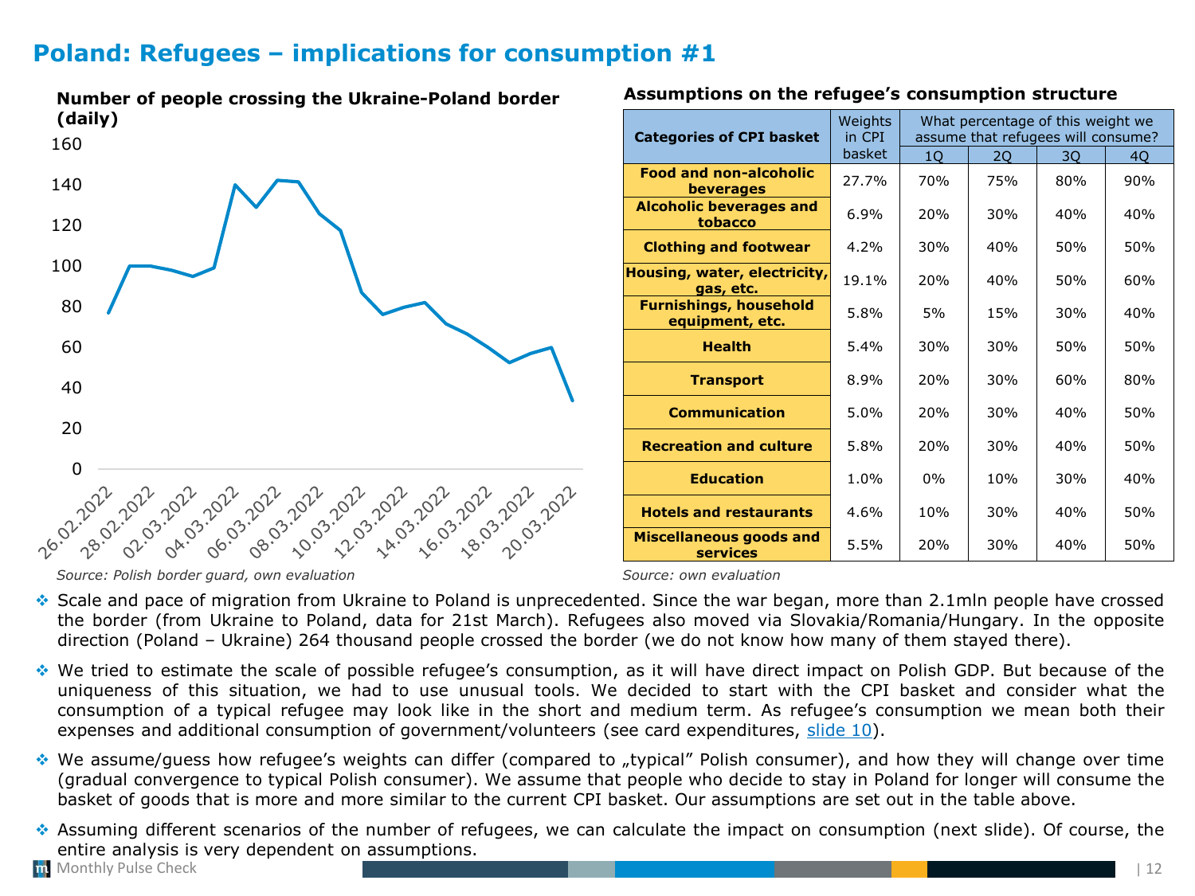# Poland: Refugees – implications for consumption #1

**Number of people crossing the Ukraine-Poland border (daily)**

*Source: Polish border guard, own evaluation*

**Assumptions on the refugee's consumption structure**

| Categories of CPI basket | Weights in CPI basket | What percentage of this weight we assume that refugees will consume? | | | |
|---|---|---|---|---|---|
| | | 1Q | 2Q | 3Q | 4Q |
| **Food and non-alcoholic beverages** | 27.7% | 70% | 75% | 80% | 90% |
| **Alcoholic beverages and tobacco** | 6.9% | 20% | 30% | 40% | 40% |
| **Clothing and footwear** | 4.2% | 30% | 40% | 50% | 50% |
| **Housing, water, electricity, gas, etc.** | 19.1% | 20% | 40% | 50% | 60% |
| **Furnishings, household equipment, etc.** | 5.8% | 5% | 15% | 30% | 40% |
| **Health** | 5.4% | 30% | 30% | 50% | 50% |
| **Transport** | 8.9% | 20% | 30% | 60% | 80% |
| **Communication** | 5.0% | 20% | 30% | 40% | 50% |
| **Recreation and culture** | 5.8% | 20% | 30% | 40% | 50% |
| **Education** | 1.0% | 0% | 10% | 30% | 40% |
| **Hotels and restaurants** | 4.6% | 10% | 30% | 40% | 50% |
| **Miscellaneous goods and services** | 5.5% | 20% | 30% | 40% | 50% |

*Source: own evaluation*

- Scale and pace of migration from Ukraine to Poland is unprecedented. Since the war began, more than 2.1mln people have crossed the border (from Ukraine to Poland, data for 21st March). Refugees also moved via Slovakia/Romania/Hungary. In the opposite direction (Poland – Ukraine) 264 thousand people crossed the border (we do not know how many of them stayed there).
- We tried to estimate the scale of possible refugee's consumption, as it will have direct impact on Polish GDP. But because of the uniqueness of this situation, we had to use unusual tools. We decided to start with the CPI basket and consider what the consumption of a typical refugee may look like in the short and medium term. As refugee's consumption we mean both their expenses and additional consumption of government/volunteers (see card expenditures, slide 10).
- We assume/guess how refugee's weights can differ (compared to „typical" Polish consumer), and how they will change over time (gradual convergence to typical Polish consumer). We assume that people who decide to stay in Poland for longer will consume the basket of goods that is more and more similar to the current CPI basket. Our assumptions are set out in the table above.
- Assuming different scenarios of the number of refugees, we can calculate the impact on consumption (next slide). Of course, the entire analysis is very dependent on assumptions.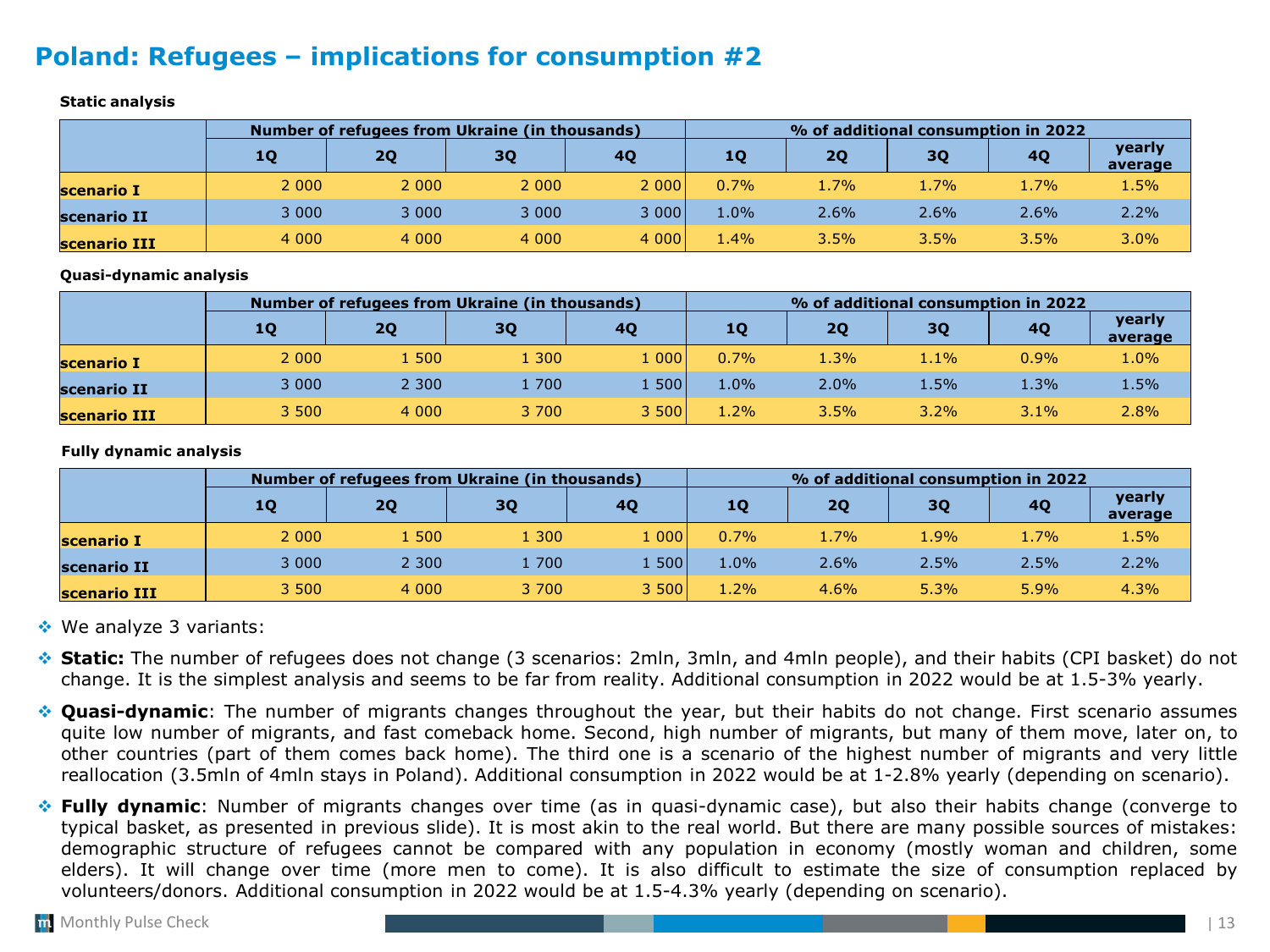# Poland: Refugees – implications for consumption #2

**Static analysis**

| | Number of refugees from Ukraine (in thousands) | | | | % of additional consumption in 2022 | | | | |
|---|---|---|---|---|---|---|---|---|---|
| | 1Q | 2Q | 3Q | 4Q | 1Q | 2Q | 3Q | 4Q | yearly average |
| scenario I | 2 000 | 2 000 | 2 000 | 2 000 | 0.7% | 1.7% | 1.7% | 1.7% | 1.5% |
| scenario II | 3 000 | 3 000 | 3 000 | 3 000 | 1.0% | 2.6% | 2.6% | 2.6% | 2.2% |
| scenario III | 4 000 | 4 000 | 4 000 | 4 000 | 1.4% | 3.5% | 3.5% | 3.5% | 3.0% |

**Quasi-dynamic analysis**

| | Number of refugees from Ukraine (in thousands) | | | | % of additional consumption in 2022 | | | | |
|---|---|---|---|---|---|---|---|---|---|
| | 1Q | 2Q | 3Q | 4Q | 1Q | 2Q | 3Q | 4Q | yearly average |
| scenario I | 2 000 | 1 500 | 1 300 | 1 000 | 0.7% | 1.3% | 1.1% | 0.9% | 1.0% |
| scenario II | 3 000 | 2 300 | 1 700 | 1 500 | 1.0% | 2.0% | 1.5% | 1.3% | 1.5% |
| scenario III | 3 500 | 4 000 | 3 700 | 3 500 | 1.2% | 3.5% | 3.2% | 3.1% | 2.8% |

**Fully dynamic analysis**

| | Number of refugees from Ukraine (in thousands) | | | | % of additional consumption in 2022 | | | | |
|---|---|---|---|---|---|---|---|---|---|
| | 1Q | 2Q | 3Q | 4Q | 1Q | 2Q | 3Q | 4Q | yearly average |
| scenario I | 2 000 | 1 500 | 1 300 | 1 000 | 0.7% | 1.7% | 1.9% | 1.7% | 1.5% |
| scenario II | 3 000 | 2 300 | 1 700 | 1 500 | 1.0% | 2.6% | 2.5% | 2.5% | 2.2% |
| scenario III | 3 500 | 4 000 | 3 700 | 3 500 | 1.2% | 4.6% | 5.3% | 5.9% | 4.3% |

- We analyze 3 variants:
- **Static:** The number of refugees does not change (3 scenarios: 2mln, 3mln, and 4mln people), and their habits (CPI basket) do not change. It is the simplest analysis and seems to be far from reality. Additional consumption in 2022 would be at 1.5-3% yearly.
- **Quasi-dynamic**: The number of migrants changes throughout the year, but their habits do not change. First scenario assumes quite low number of migrants, and fast comeback home. Second, high number of migrants, but many of them move, later on, to other countries (part of them comes back home). The third one is a scenario of the highest number of migrants and very little reallocation (3.5mln of 4mln stays in Poland). Additional consumption in 2022 would be at 1-2.8% yearly (depending on scenario).
- **Fully dynamic**: Number of migrants changes over time (as in quasi-dynamic case), but also their habits change (converge to typical basket, as presented in previous slide). It is most akin to the real world. But there are many possible sources of mistakes: demographic structure of refugees cannot be compared with any population in economy (mostly woman and children, some elders). It will change over time (more men to come). It is also difficult to estimate the size of consumption replaced by volunteers/donors. Additional consumption in 2022 would be at 1.5-4.3% yearly (depending on scenario).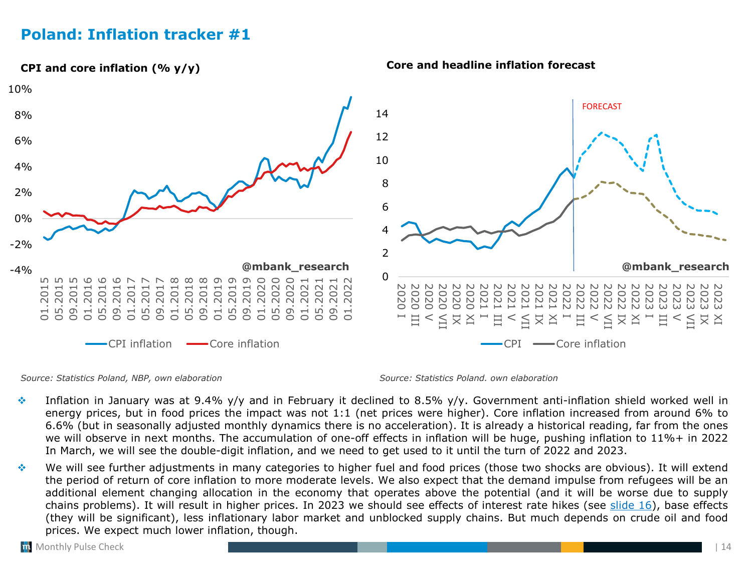# Poland: Inflation tracker #1

**CPI and core inflation (% y/y)**

*Source: Statistics Poland, NBP, own elaboration*

**Core and headline inflation forecast**

*Source: Statistics Poland. own elaboration*

- Inflation in January was at 9.4% y/y and in February it declined to 8.5% y/y. Government anti-inflation shield worked well in energy prices, but in food prices the impact was not 1:1 (net prices were higher). Core inflation increased from around 6% to 6.6% (but in seasonally adjusted monthly dynamics there is no acceleration). It is already a historical reading, far from the ones we will observe in next months. The accumulation of one-off effects in inflation will be huge, pushing inflation to 11%+ in 2022 In March, we will see the double-digit inflation, and we need to get used to it until the turn of 2022 and 2023.
- We will see further adjustments in many categories to higher fuel and food prices (those two shocks are obvious). It will extend the period of return of core inflation to more moderate levels. We also expect that the demand impulse from refugees will be an additional element changing allocation in the economy that operates above the potential (and it will be worse due to supply chains problems). It will result in higher prices. In 2023 we should see effects of interest rate hikes (see slide 16), base effects (they will be significant), less inflationary labor market and unblocked supply chains. But much depends on crude oil and food prices. We expect much lower inflation, though.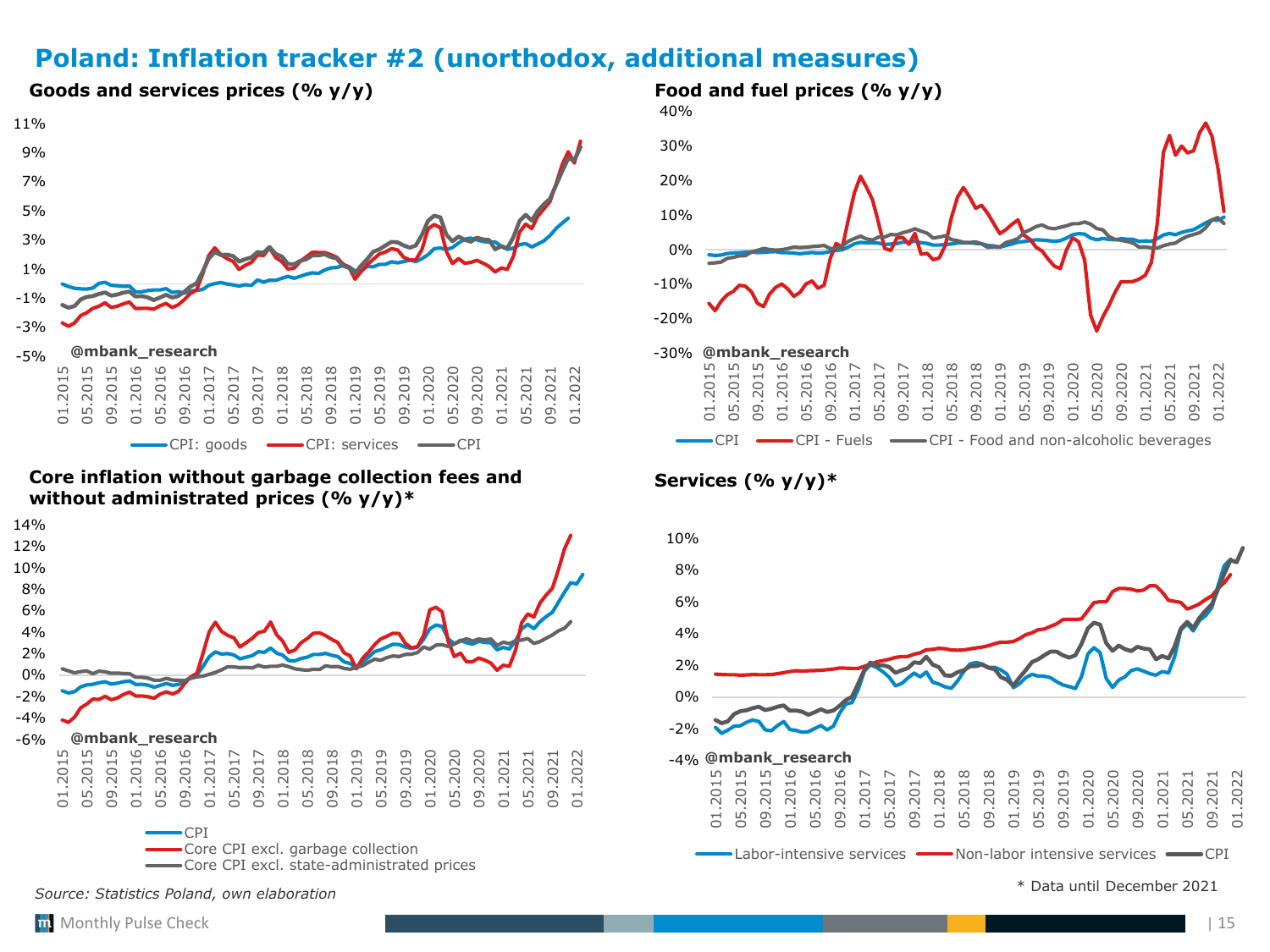# Poland: Inflation tracker #2 (unorthodox, additional measures)

**Goods and services prices (% y/y)**

@mbank_research

CPI: goods, CPI: services, CPI

**Food and fuel prices (% y/y)**

@mbank_research

CPI, CPI - Fuels, CPI - Food and non-alcoholic beverages

**Core inflation without garbage collection fees and without administrated prices (% y/y)***

@mbank_research

CPI
Core CPI excl. garbage collection
Core CPI excl. state-administrated prices

**Services (% y/y)***

@mbank_research

Labor-intensive services, Non-labor intensive services, CPI

*Source: Statistics Poland, own elaboration*

\* Data until December 2021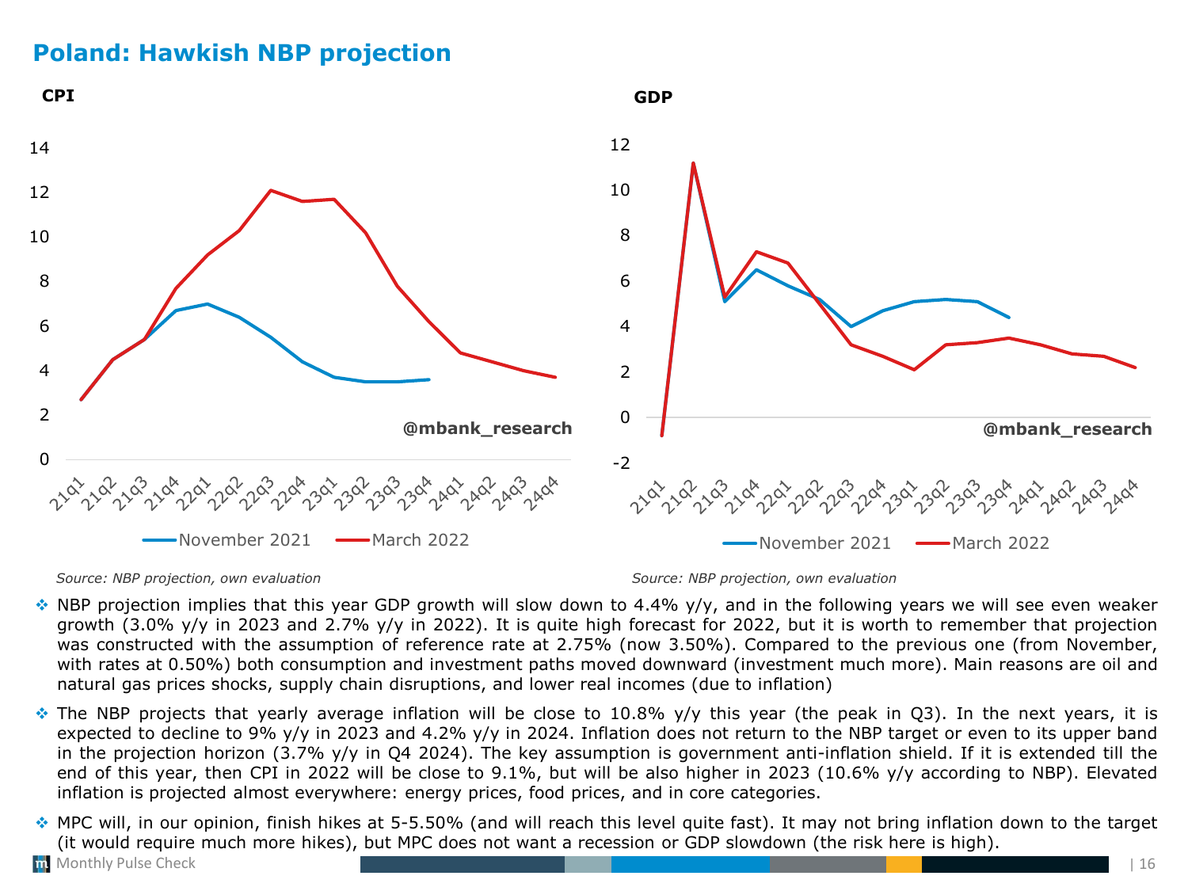## Poland: Hawkish NBP projection

**CPI**

**GDP**

*Source: NBP projection, own evaluation*

*Source: NBP projection, own evaluation*

- NBP projection implies that this year GDP growth will slow down to 4.4% y/y, and in the following years we will see even weaker growth (3.0% y/y in 2023 and 2.7% y/y in 2022). It is quite high forecast for 2022, but it is worth to remember that projection was constructed with the assumption of reference rate at 2.75% (now 3.50%). Compared to the previous one (from November, with rates at 0.50%) both consumption and investment paths moved downward (investment much more). Main reasons are oil and natural gas prices shocks, supply chain disruptions, and lower real incomes (due to inflation)
- The NBP projects that yearly average inflation will be close to 10.8% y/y this year (the peak in Q3). In the next years, it is expected to decline to 9% y/y in 2023 and 4.2% y/y in 2024. Inflation does not return to the NBP target or even to its upper band in the projection horizon (3.7% y/y in Q4 2024). The key assumption is government anti-inflation shield. If it is extended till the end of this year, then CPI in 2022 will be close to 9.1%, but will be also higher in 2023 (10.6% y/y according to NBP). Elevated inflation is projected almost everywhere: energy prices, food prices, and in core categories.
- MPC will, in our opinion, finish hikes at 5-5.50% (and will reach this level quite fast). It may not bring inflation down to the target (it would require much more hikes), but MPC does not want a recession or GDP slowdown (the risk here is high).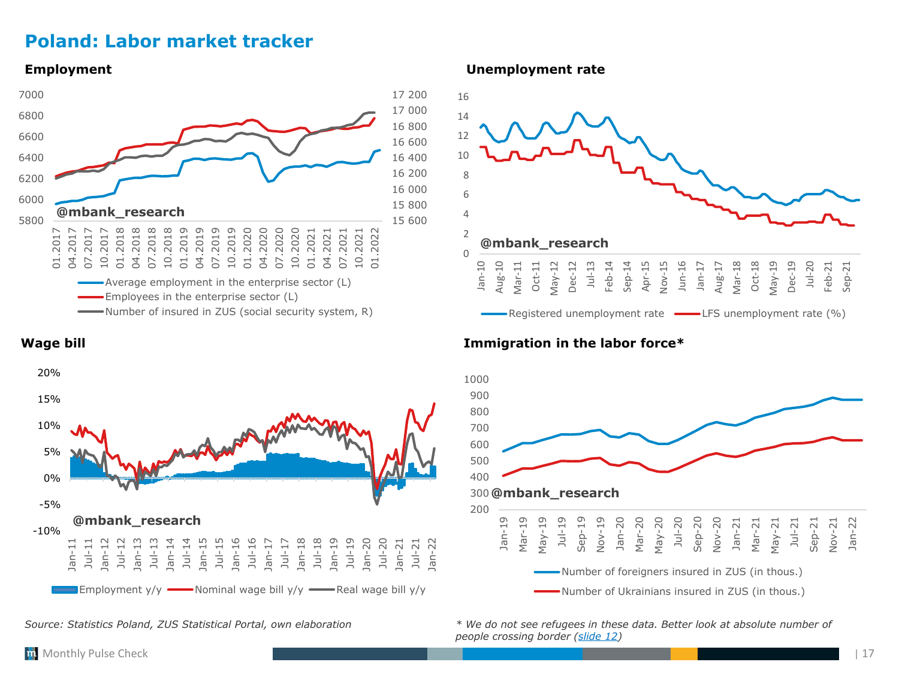# Poland: Labor market tracker

### Employment

@mbank_research

- Average employment in the enterprise sector (L)
- Employees in the enterprise sector (L)
- Number of insured in ZUS (social security system, R)

### Unemployment rate

@mbank_research

- Registered unemployment rate
- LFS unemployment rate (%)

### Wage bill

@mbank_research

- Employment y/y
- Nominal wage bill y/y
- Real wage bill y/y

### Immigration in the labor force*

@mbank_research

- Number of foreigners insured in ZUS (in thous.)
- Number of Ukrainians insured in ZUS (in thous.)

*Source: Statistics Poland, ZUS Statistical Portal, own elaboration*

*\* We do not see refugees in these data. Better look at absolute number of people crossing border ([slide 12](#))*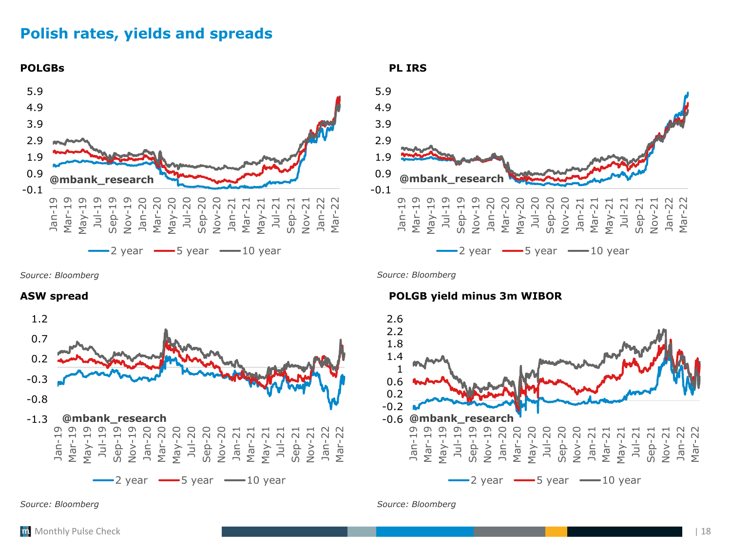# Polish rates, yields and spreads

**POLGBs**

*Source: Bloomberg*

**PL IRS**

*Source: Bloomberg*

**ASW spread**

*Source: Bloomberg*

**POLGB yield minus 3m WIBOR**

*Source: Bloomberg*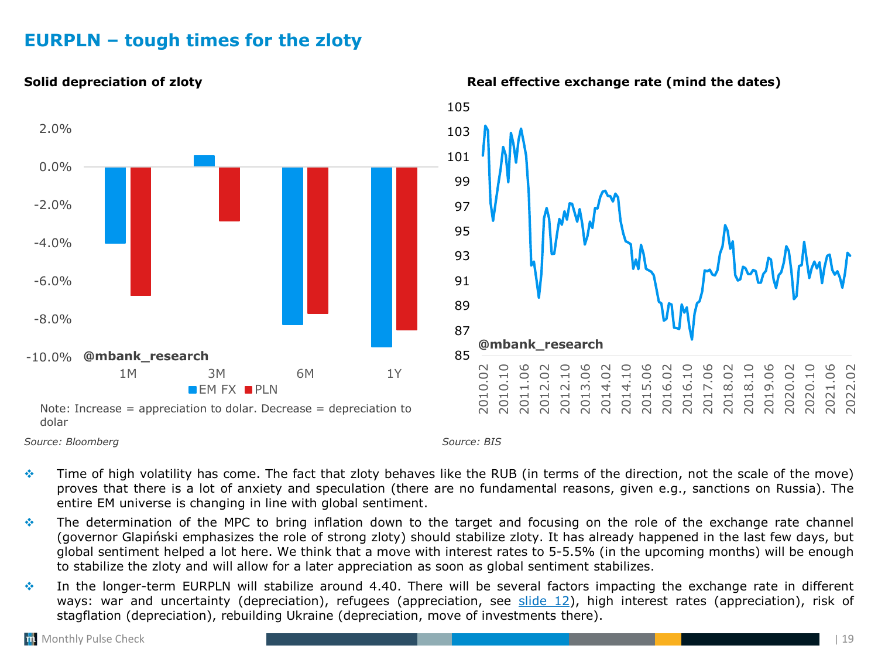# EURPLN – tough times for the zloty

**Solid depreciation of zloty**

| | EM FX | PLN |
|---|---|---|
| 1M | -4.0% | -6.8% |
| 3M | 0.6% | -2.8% |
| 6M | -8.3% | -7.7% |
| 1Y | -9.4% | -8.6% |

@mbank_research

Note: Increase = appreciation to dolar. Decrease = depreciation to dolar

*Source: Bloomberg*

**Real effective exchange rate (mind the dates)**

@mbank_research

*Source: BIS*

- Time of high volatility has come. The fact that zloty behaves like the RUB (in terms of the direction, not the scale of the move) proves that there is a lot of anxiety and speculation (there are no fundamental reasons, given e.g., sanctions on Russia). The entire EM universe is changing in line with global sentiment.
- The determination of the MPC to bring inflation down to the target and focusing on the role of the exchange rate channel (governor Glapiński emphasizes the role of strong zloty) should stabilize zloty. It has already happened in the last few days, but global sentiment helped a lot here. We think that a move with interest rates to 5-5.5% (in the upcoming months) will be enough to stabilize the zloty and will allow for a later appreciation as soon as global sentiment stabilizes.
- In the longer-term EURPLN will stabilize around 4.40. There will be several factors impacting the exchange rate in different ways: war and uncertainty (depreciation), refugees (appreciation, see slide 12), high interest rates (appreciation), risk of stagflation (depreciation), rebuilding Ukraine (depreciation, move of investments there).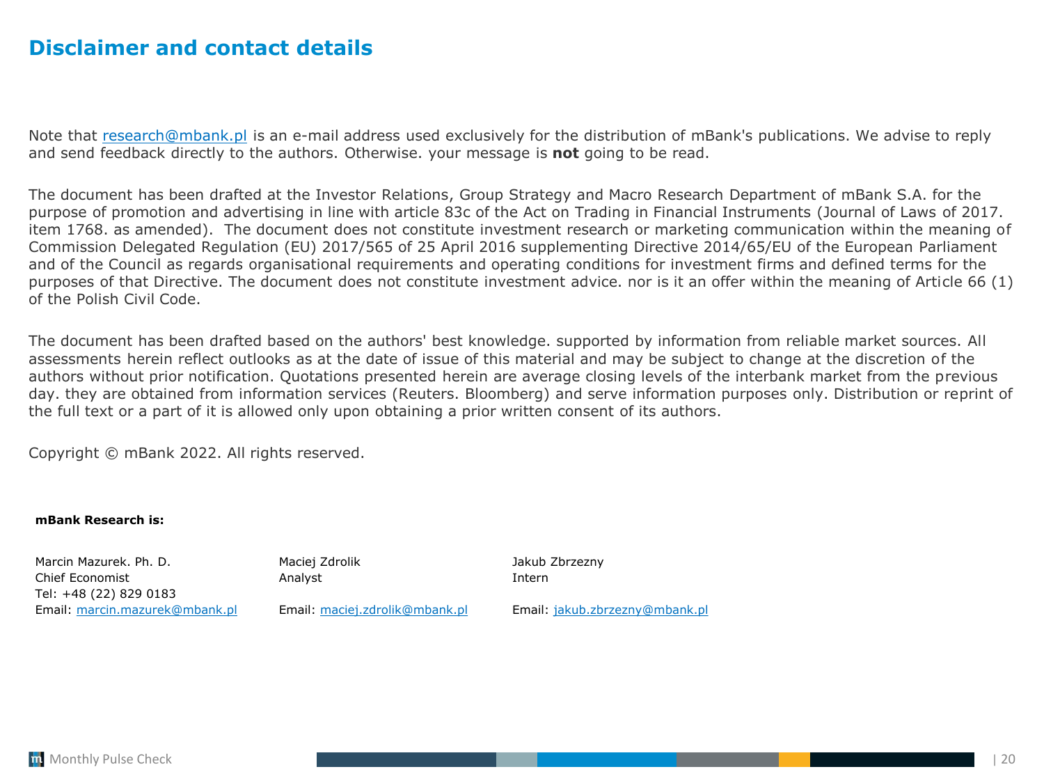# Disclaimer and contact details

Note that research@mbank.pl is an e-mail address used exclusively for the distribution of mBank's publications. We advise to reply and send feedback directly to the authors. Otherwise. your message is **not** going to be read.

The document has been drafted at the Investor Relations, Group Strategy and Macro Research Department of mBank S.A. for the purpose of promotion and advertising in line with article 83c of the Act on Trading in Financial Instruments (Journal of Laws of 2017. item 1768. as amended). The document does not constitute investment research or marketing communication within the meaning of Commission Delegated Regulation (EU) 2017/565 of 25 April 2016 supplementing Directive 2014/65/EU of the European Parliament and of the Council as regards organisational requirements and operating conditions for investment firms and defined terms for the purposes of that Directive. The document does not constitute investment advice. nor is it an offer within the meaning of Article 66 (1) of the Polish Civil Code.

The document has been drafted based on the authors' best knowledge. supported by information from reliable market sources. All assessments herein reflect outlooks as at the date of issue of this material and may be subject to change at the discretion of the authors without prior notification. Quotations presented herein are average closing levels of the interbank market from the previous day. they are obtained from information services (Reuters. Bloomberg) and serve information purposes only. Distribution or reprint of the full text or a part of it is allowed only upon obtaining a prior written consent of its authors.

Copyright © mBank 2022. All rights reserved.

**mBank Research is:**

Marcin Mazurek. Ph. D.
Chief Economist
Tel: +48 (22) 829 0183
Email: marcin.mazurek@mbank.pl

Maciej Zdrolik
Analyst
Email: maciej.zdrolik@mbank.pl

Jakub Zbrzezny
Intern
Email: jakub.zbrzezny@mbank.pl